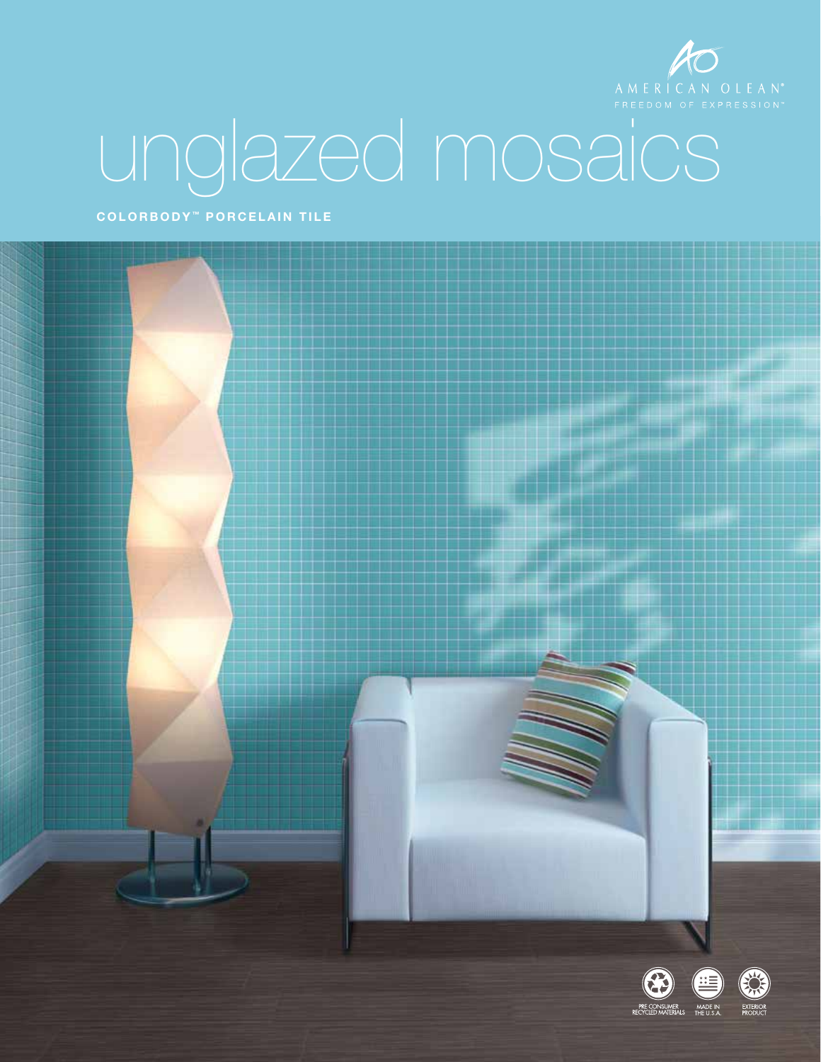AMERICAN OLEAN®

FREEDOM OF EXPRESSION™

# unglazed mosaics

**COLORBODY™ PORCELAIN TILE**

PRE CONSUMER RECYCLED MATERIALS

MADE IN THE U.S.A.

EXTERIOR PRODUCT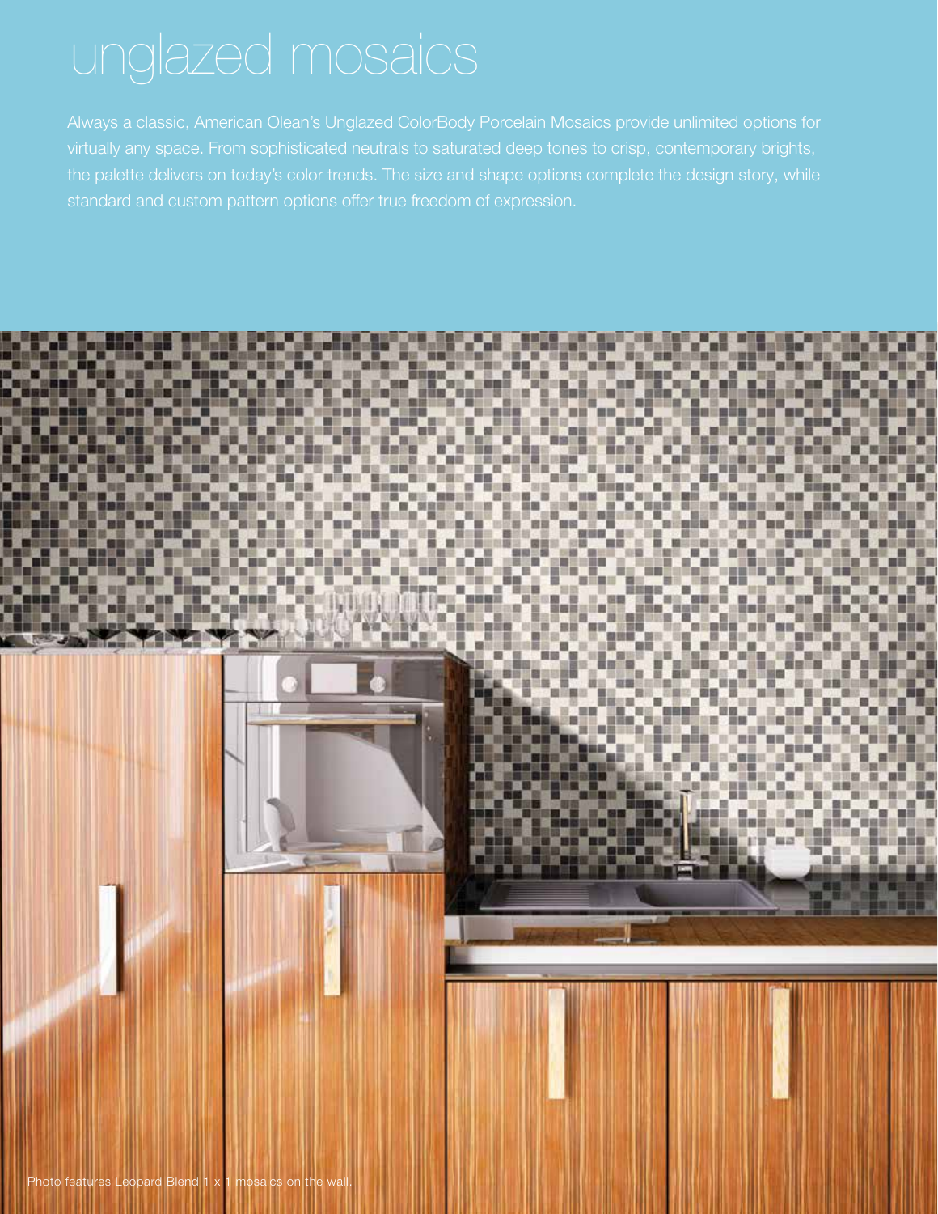# unglazed mosaics

Always a classic, American Olean's Unglazed ColorBody Porcelain Mosaics provide unlimited options for virtually any space. From sophisticated neutrals to saturated deep tones to crisp, contemporary brights, the palette delivers on today's color trends. The size and shape options complete the design story, while standard and custom pattern options offer true freedom of expression.

Photo features Leopard Blend 1 x 1 mosaics on the wall.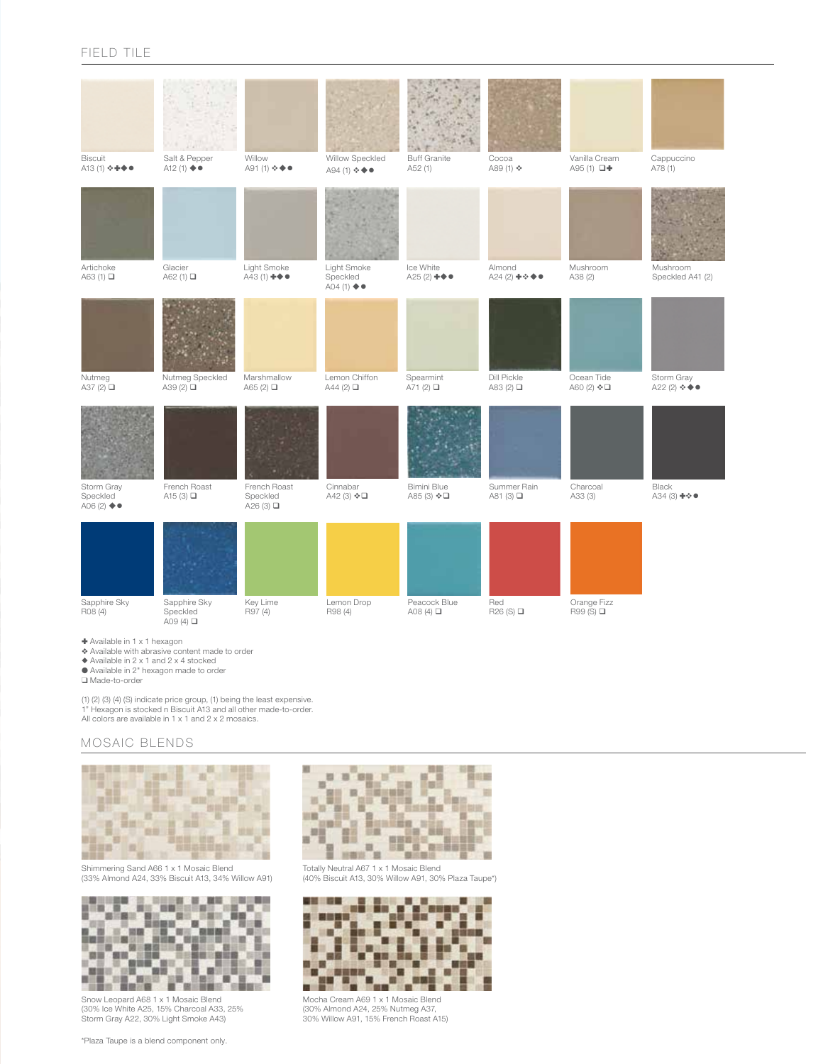## FIELD TILE

Biscuit
A13 (1) ❖✚◆●

Salt & Pepper
A12 (1) ◆●

Willow
A91 (1) ❖◆●

Willow Speckled
A94 (1) ❖◆●

Buff Granite
A52 (1)

Cocoa
A89 (1) ❖

Vanilla Cream
A95 (1) ❑✚

Cappuccino
A78 (1)

Artichoke
A63 (1) ❑

Glacier
A62 (1) ❑

Light Smoke
A43 (1) ✚◆●

Light Smoke Speckled
A04 (1) ◆●

Ice White
A25 (2) ✚◆●

Almond
A24 (2) ✚❖◆●

Mushroom
A38 (2)

Mushroom Speckled A41 (2)

Nutmeg
A37 (2) ❑

Nutmeg Speckled
A39 (2) ❑

Marshmallow
A65 (2) ❑

Lemon Chiffon
A44 (2) ❑

Spearmint
A71 (2) ❑

Dill Pickle
A83 (2) ❑

Ocean Tide
A60 (2) ❖❑

Storm Gray
A22 (2) ❖◆●

Storm Gray Speckled
A06 (2) ◆●

French Roast
A15 (3) ❑

French Roast Speckled
A26 (3) ❑

Cinnabar
A42 (3) ❖❑

Bimini Blue
A85 (3) ❖❑

Summer Rain
A81 (3) ❑

Charcoal
A33 (3)

Black
A34 (3) ✚❖●

Sapphire Sky
R08 (4)

Sapphire Sky Speckled
A09 (4) ❑

Key Lime
R97 (4)

Lemon Drop
R98 (4)

Peacock Blue
A08 (4) ❑

Red
R26 (S) ❑

Orange Fizz
R99 (S) ❑

✚ Available in 1 x 1 hexagon
❖ Available with abrasive content made to order
◆ Available in 2 x 1 and 2 x 4 stocked
● Available in 2" hexagon made to order
❑ Made-to-order

(1) (2) (3) (4) (S) indicate price group, (1) being the least expensive.
1" Hexagon is stocked n Biscuit A13 and all other made-to-order.
All colors are available in 1 x 1 and 2 x 2 mosaics.

## MOSAIC BLENDS

Shimmering Sand A66 1 x 1 Mosaic Blend
(33% Almond A24, 33% Biscuit A13, 34% Willow A91)

Totally Neutral A67 1 x 1 Mosaic Blend
(40% Biscuit A13, 30% Willow A91, 30% Plaza Taupe*)

Snow Leopard A68 1 x 1 Mosaic Blend
(30% Ice White A25, 15% Charcoal A33, 25% Storm Gray A22, 30% Light Smoke A43)

Mocha Cream A69 1 x 1 Mosaic Blend
(30% Almond A24, 25% Nutmeg A37, 30% Willow A91, 15% French Roast A15)

*Plaza Taupe is a blend component only.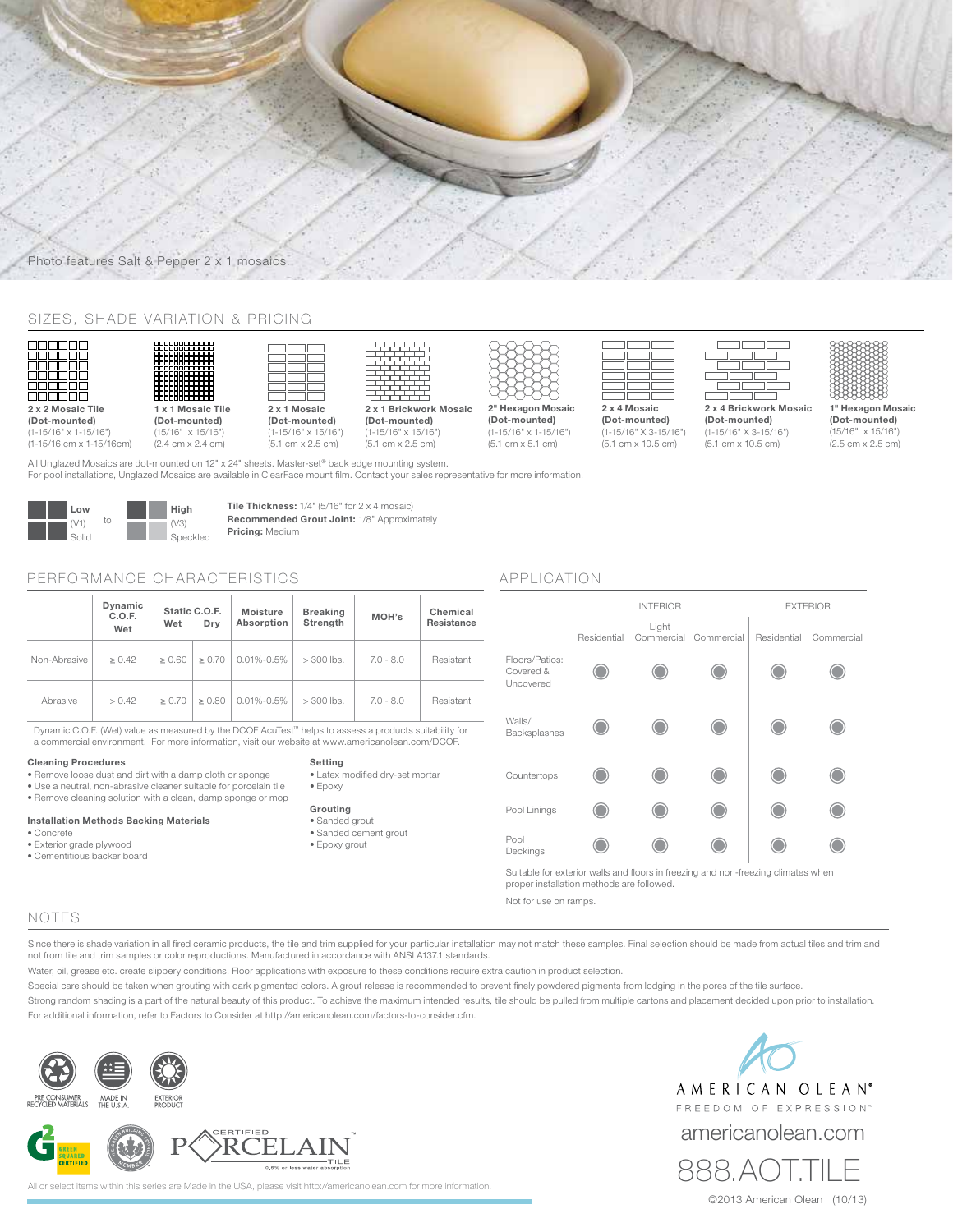Photo features Salt & Pepper 2 x 1 mosaics.

## SIZES, SHADE VARIATION & PRICING

**2 x 2 Mosaic Tile (Dot-mounted)**
(1-15/16" x 1-15/16")
(1-15/16 cm x 1-15/16cm)

**1 x 1 Mosaic Tile (Dot-mounted)**
(15/16" x 15/16")
(2.4 cm x 2.4 cm)

**2 x 1 Mosaic (Dot-mounted)**
(1-15/16" x 15/16")
(5.1 cm x 2.5 cm)

**2 x 1 Brickwork Mosaic (Dot-mounted)**
(1-15/16" x 15/16")
(5.1 cm x 2.5 cm)

**2" Hexagon Mosaic (Dot-mounted)**
(1-15/16" x 1-15/16")
(5.1 cm x 5.1 cm)

**2 x 4 Mosaic (Dot-mounted)**
(1-15/16" X 3-15/16")
(5.1 cm x 10.5 cm)

**2 x 4 Brickwork Mosaic (Dot-mounted)**
(1-15/16" X 3-15/16")
(5.1 cm x 10.5 cm)

**1" Hexagon Mosaic (Dot-mounted)**
(15/16" x 15/16")
(2.5 cm x 2.5 cm)

All Unglazed Mosaics are dot-mounted on 12" x 24" sheets. Master-set® back edge mounting system.
For pool installations, Unglazed Mosaics are available in ClearFace mount film. Contact your sales representative for more information.

**Low** (V1) Solid to **High** (V3) Speckled

**Tile Thickness:** 1/4" (5/16" for 2 x 4 mosaic)
**Recommended Grout Joint:** 1/8" Approximately
**Pricing:** Medium

## PERFORMANCE CHARACTERISTICS

| | Dynamic C.O.F. Wet | Static C.O.F. Wet | Static C.O.F. Dry | Moisture Absorption | Breaking Strength | MOH's | Chemical Resistance |
|---|---|---|---|---|---|---|---|
| Non-Abrasive | ≥ 0.42 | ≥ 0.60 | ≥ 0.70 | 0.01%-0.5% | > 300 lbs. | 7.0 - 8.0 | Resistant |
| Abrasive | > 0.42 | ≥ 0.70 | ≥ 0.80 | 0.01%-0.5% | > 300 lbs. | 7.0 - 8.0 | Resistant |

Dynamic C.O.F. (Wet) value as measured by the DCOF AcuTest™ helps to assess a products suitability for a commercial environment. For more information, visit our website at www.americanolean.com/DCOF.

**Cleaning Procedures**
- Remove loose dust and dirt with a damp cloth or sponge
- Use a neutral, non-abrasive cleaner suitable for porcelain tile
- Remove cleaning solution with a clean, damp sponge or mop

**Installation Methods Backing Materials**
- Concrete
- Exterior grade plywood
- Cementitious backer board

**Setting**
- Latex modified dry-set mortar
- Epoxy

**Grouting**
- Sanded grout
- Sanded cement grout
- Epoxy grout

## APPLICATION

| | Interior Residential | Interior Light Commercial | Interior Commercial | Exterior Residential | Exterior Commercial |
|---|---|---|---|---|---|
| Floors/Patios: Covered & Uncovered | ● | ● | ● | ● | ● |
| Walls/ Backsplashes | ● | ● | ● | ● | ● |
| Countertops | ● | ● | ● | ● | ● |
| Pool Linings | ● | ● | ● | ● | ● |
| Pool Deckings | ● | ● | ● | ● | ● |

Suitable for exterior walls and floors in freezing and non-freezing climates when proper installation methods are followed.

Not for use on ramps.

## NOTES

Since there is shade variation in all fired ceramic products, the tile and trim supplied for your particular installation may not match these samples. Final selection should be made from actual tiles and trim and not from tile and trim samples or color reproductions. Manufactured in accordance with ANSI A137.1 standards.

Water, oil, grease etc. create slippery conditions. Floor applications with exposure to these conditions require extra caution in product selection.

Special care should be taken when grouting with dark pigmented colors. A grout release is recommended to prevent finely powdered pigments from lodging in the pores of the tile surface.

Strong random shading is a part of the natural beauty of this product. To achieve the maximum intended results, tile should be pulled from multiple cartons and placement decided upon prior to installation.

For additional information, refer to Factors to Consider at http://americanolean.com/factors-to-consider.cfm.

PRE CONSUMER RECYCLED MATERIALS | MADE IN THE U.S.A. | EXTERIOR PRODUCT

GREEN SQUARED CERTIFIED | CERTIFIED PORCELAIN TILE 0.5% or less water absorption

All or select items within this series are Made in the USA, please visit http://americanolean.com for more information.

AMERICAN OLEAN®
FREEDOM OF EXPRESSION™
americanolean.com
888.AOT.TILE

©2013 American Olean (10/13)